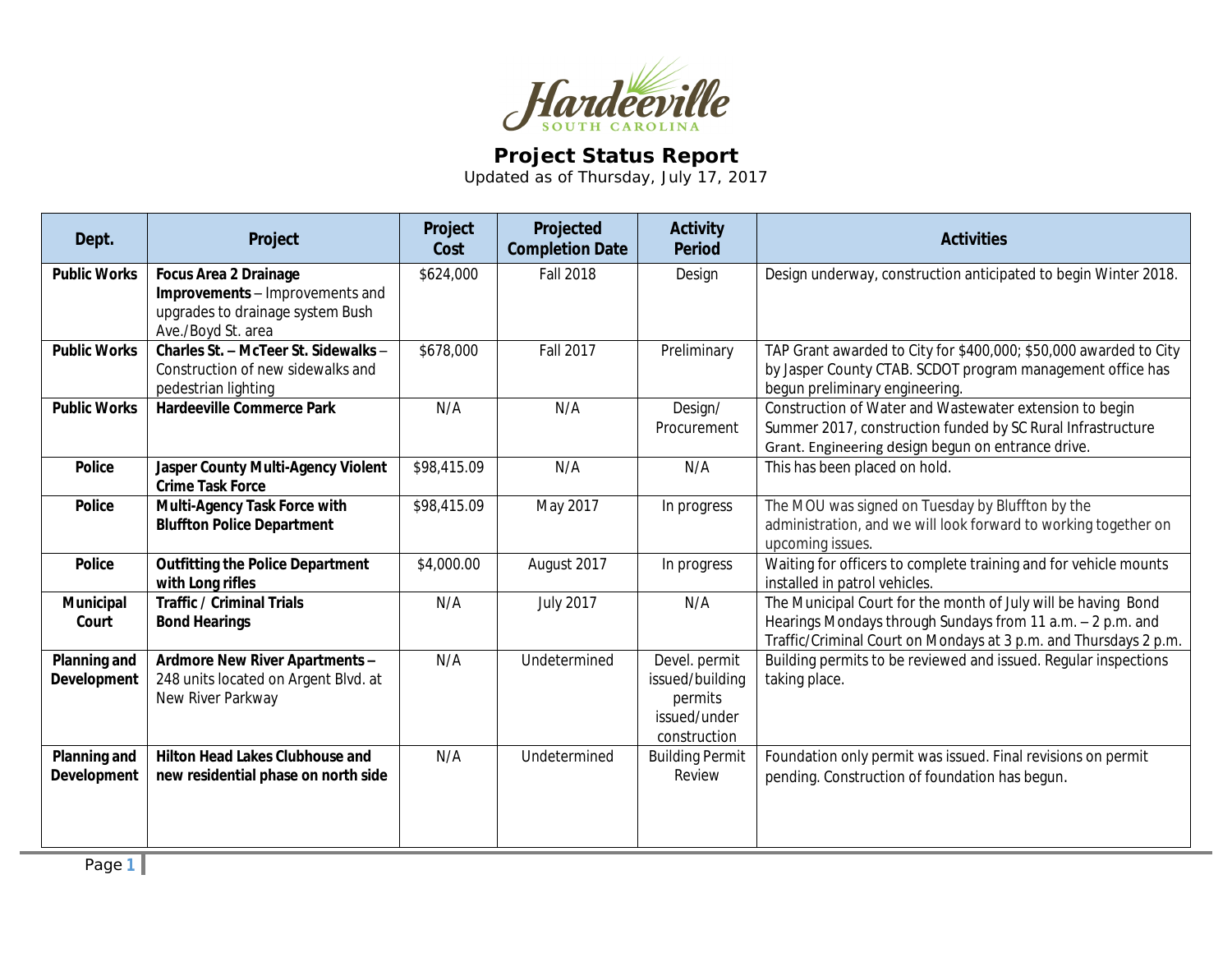Hardeeville
SOUTH CAROLINA

# Project Status Report

Updated as of Thursday, July 17, 2017

| Dept. | Project | Project Cost | Projected Completion Date | Activity Period | Activities |
|---|---|---|---|---|---|
| **Public Works** | **Focus Area 2 Drainage Improvements** – Improvements and upgrades to drainage system Bush Ave./Boyd St. area | $624,000 | Fall 2018 | Design | Design underway, construction anticipated to begin Winter 2018. |
| **Public Works** | **Charles St. – McTeer St. Sidewalks** – Construction of new sidewalks and pedestrian lighting | $678,000 | Fall 2017 | Preliminary | TAP Grant awarded to City for $400,000; $50,000 awarded to City by Jasper County CTAB. SCDOT program management office has begun preliminary engineering. |
| **Public Works** | **Hardeeville Commerce Park** | N/A | N/A | Design/ Procurement | Construction of Water and Wastewater extension to begin Summer 2017, construction funded by SC Rural Infrastructure Grant. Engineering design begun on entrance drive. |
| **Police** | **Jasper County Multi-Agency Violent Crime Task Force** | $98,415.09 | N/A | N/A | This has been placed on hold. |
| **Police** | **Multi-Agency Task Force with Bluffton Police Department** | $98,415.09 | May 2017 | In progress | The MOU was signed on Tuesday by Bluffton by the administration, and we will look forward to working together on upcoming issues. |
| **Police** | **Outfitting the Police Department with Long rifles** | $4,000.00 | August 2017 | In progress | Waiting for officers to complete training and for vehicle mounts installed in patrol vehicles. |
| **Municipal Court** | **Traffic / Criminal Trials Bond Hearings** | N/A | July 2017 | N/A | The Municipal Court for the month of July will be having Bond Hearings Mondays through Sundays from 11 a.m. – 2 p.m. and Traffic/Criminal Court on Mondays at 3 p.m. and Thursdays 2 p.m. |
| **Planning and Development** | **Ardmore New River Apartments** – 248 units located on Argent Blvd. at New River Parkway | N/A | Undetermined | Devel. permit issued/building permits issued/under construction | Building permits to be reviewed and issued. Regular inspections taking place. |
| **Planning and Development** | **Hilton Head Lakes Clubhouse and new residential phase on north side** | N/A | Undetermined | Building Permit Review | Foundation only permit was issued. Final revisions on permit pending. Construction of foundation has begun. |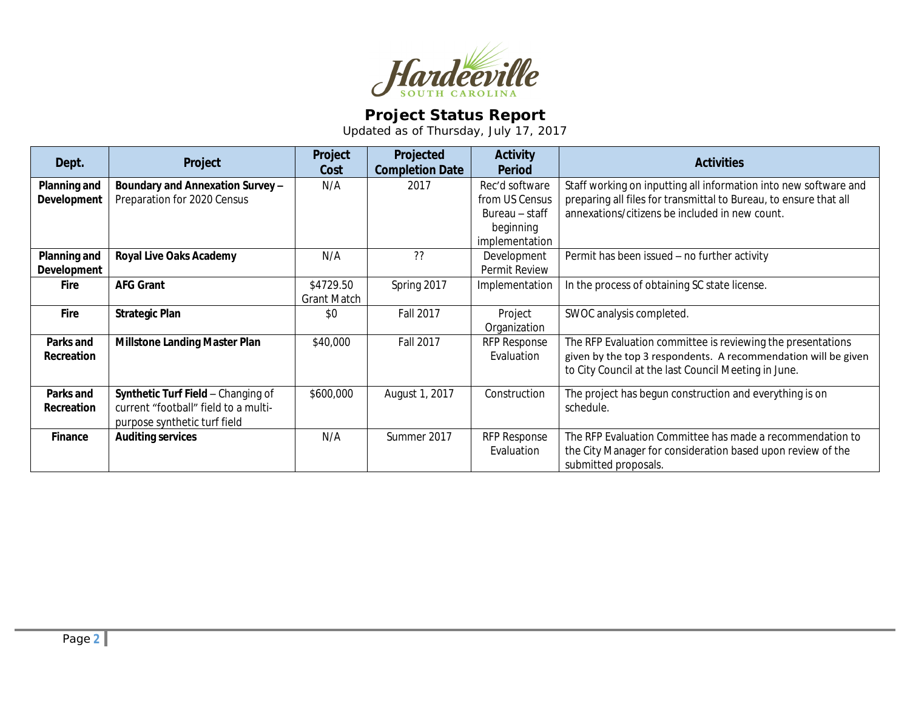Hardeeville

SOUTH CAROLINA

# Project Status Report

Updated as of Thursday, July 17, 2017

| Dept. | Project | Project Cost | Projected Completion Date | Activity Period | Activities |
|---|---|---|---|---|---|
| **Planning and Development** | **Boundary and Annexation Survey –** Preparation for 2020 Census | N/A | 2017 | Rec'd software from US Census Bureau – staff beginning implementation | Staff working on inputting all information into new software and preparing all files for transmittal to Bureau, to ensure that all annexations/citizens be included in new count. |
| **Planning and Development** | **Royal Live Oaks Academy** | N/A | ?? | Development Permit Review | Permit has been issued – no further activity |
| **Fire** | **AFG Grant** | $4729.50 Grant Match | Spring 2017 | Implementation | In the process of obtaining SC state license. |
| **Fire** | **Strategic Plan** | $0 | Fall 2017 | Project Organization | SWOC analysis completed. |
| **Parks and Recreation** | **Millstone Landing Master Plan** | $40,000 | Fall 2017 | RFP Response Evaluation | The RFP Evaluation committee is reviewing the presentations given by the top 3 respondents. A recommendation will be given to City Council at the last Council Meeting in June. |
| **Parks and Recreation** | **Synthetic Turf Field** – Changing of current "football" field to a multi-purpose synthetic turf field | $600,000 | August 1, 2017 | Construction | The project has begun construction and everything is on schedule. |
| **Finance** | **Auditing services** | N/A | Summer 2017 | RFP Response Evaluation | The RFP Evaluation Committee has made a recommendation to the City Manager for consideration based upon review of the submitted proposals. |